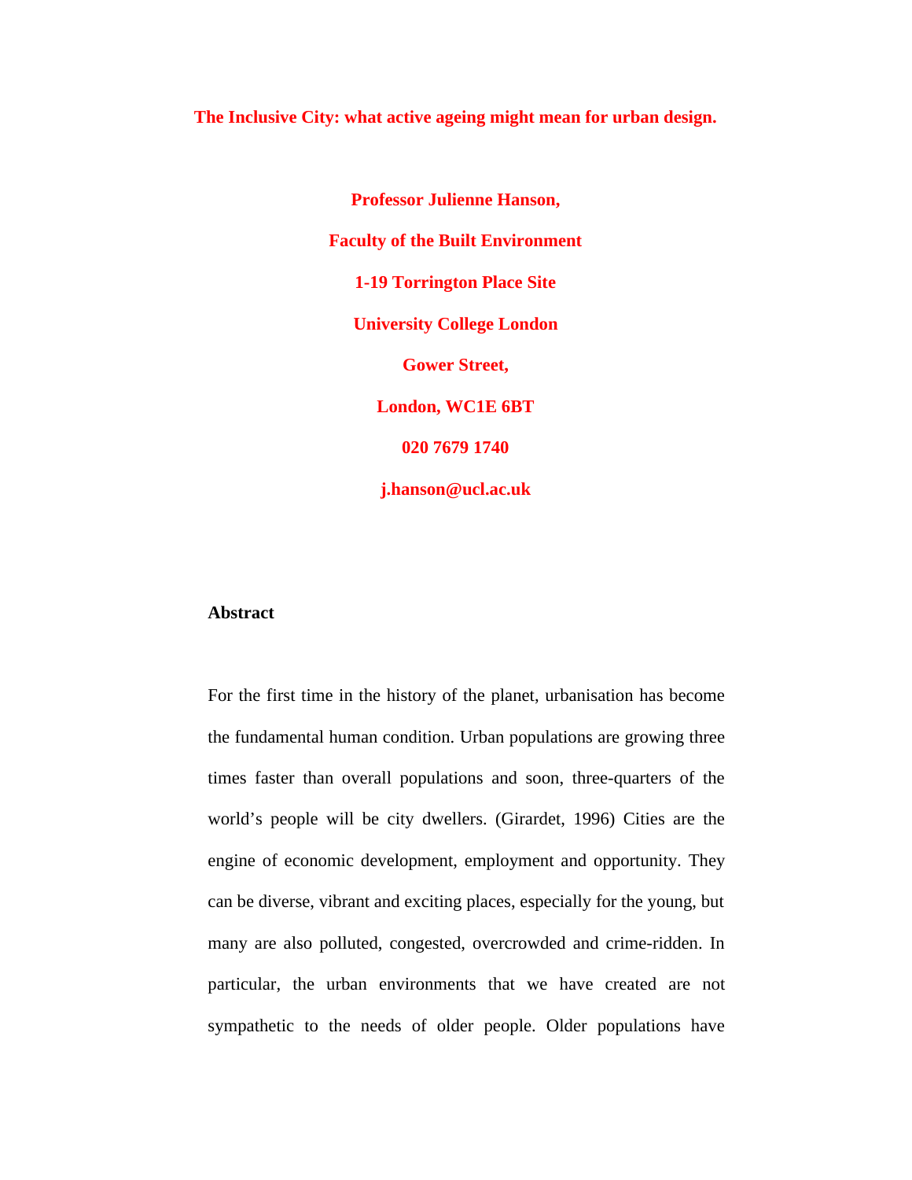# The Inclusive City: what active ageing might mean for urban design.

**Professor Julienne Hanson,**

**Faculty of the Built Environment**

**1-19 Torrington Place Site**

**University College London**

**Gower Street,**

**London, WC1E 6BT**

**020 7679 1740**

**j.hanson@ucl.ac.uk**

## Abstract

For the first time in the history of the planet, urbanisation has become the fundamental human condition. Urban populations are growing three times faster than overall populations and soon, three-quarters of the world's people will be city dwellers. (Girardet, 1996) Cities are the engine of economic development, employment and opportunity. They can be diverse, vibrant and exciting places, especially for the young, but many are also polluted, congested, overcrowded and crime-ridden. In particular, the urban environments that we have created are not sympathetic to the needs of older people. Older populations have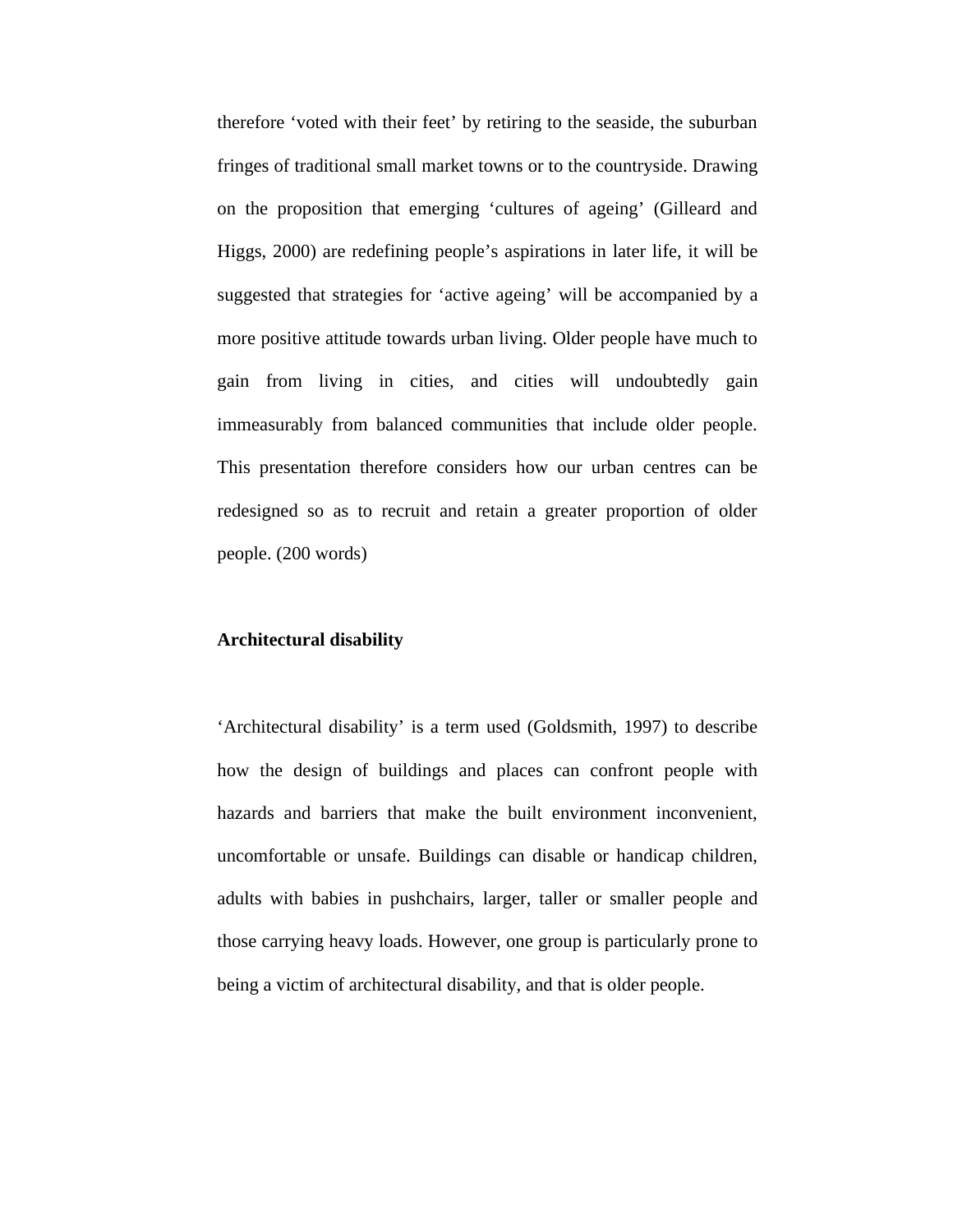therefore ‘voted with their feet’ by retiring to the seaside, the suburban fringes of traditional small market towns or to the countryside. Drawing on the proposition that emerging ‘cultures of ageing’ (Gilleard and Higgs, 2000) are redefining people’s aspirations in later life, it will be suggested that strategies for ‘active ageing’ will be accompanied by a more positive attitude towards urban living. Older people have much to gain from living in cities, and cities will undoubtedly gain immeasurably from balanced communities that include older people. This presentation therefore considers how our urban centres can be redesigned so as to recruit and retain a greater proportion of older people. (200 words)

**Architectural disability**

‘Architectural disability’ is a term used (Goldsmith, 1997) to describe how the design of buildings and places can confront people with hazards and barriers that make the built environment inconvenient, uncomfortable or unsafe. Buildings can disable or handicap children, adults with babies in pushchairs, larger, taller or smaller people and those carrying heavy loads. However, one group is particularly prone to being a victim of architectural disability, and that is older people.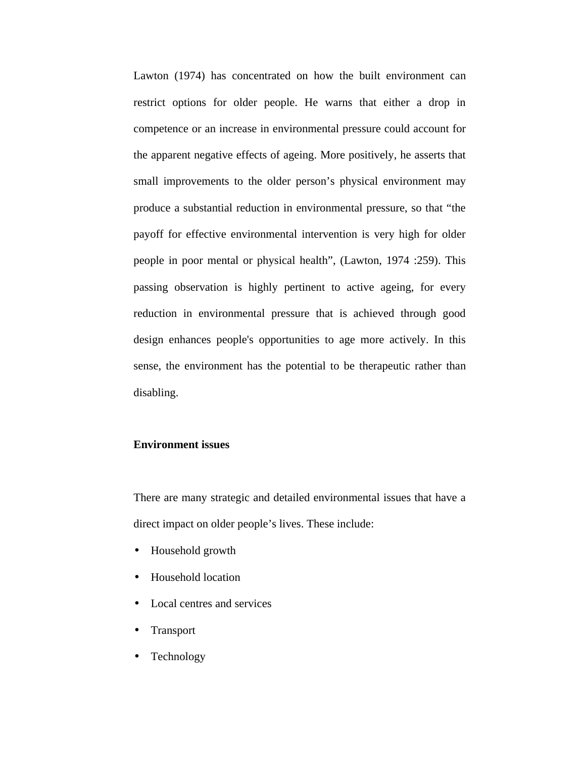Lawton (1974) has concentrated on how the built environment can restrict options for older people. He warns that either a drop in competence or an increase in environmental pressure could account for the apparent negative effects of ageing. More positively, he asserts that small improvements to the older person’s physical environment may produce a substantial reduction in environmental pressure, so that “the payoff for effective environmental intervention is very high for older people in poor mental or physical health”, (Lawton, 1974 :259). This passing observation is highly pertinent to active ageing, for every reduction in environmental pressure that is achieved through good design enhances people's opportunities to age more actively. In this sense, the environment has the potential to be therapeutic rather than disabling.

**Environment issues**

There are many strategic and detailed environmental issues that have a direct impact on older people’s lives. These include:

- Household growth
- Household location
- Local centres and services
- Transport
- Technology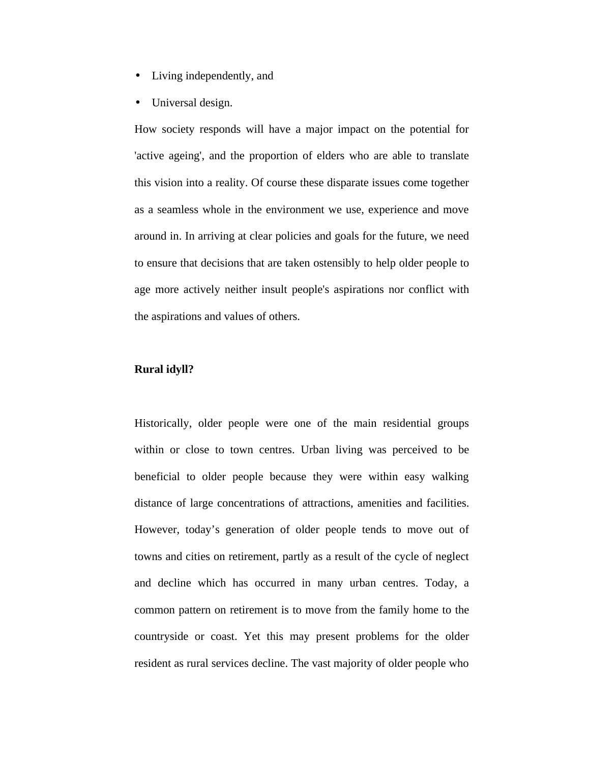- Living independently, and
- Universal design.

How society responds will have a major impact on the potential for 'active ageing', and the proportion of elders who are able to translate this vision into a reality. Of course these disparate issues come together as a seamless whole in the environment we use, experience and move around in. In arriving at clear policies and goals for the future, we need to ensure that decisions that are taken ostensibly to help older people to age more actively neither insult people's aspirations nor conflict with the aspirations and values of others.

**Rural idyll?**

Historically, older people were one of the main residential groups within or close to town centres. Urban living was perceived to be beneficial to older people because they were within easy walking distance of large concentrations of attractions, amenities and facilities. However, today's generation of older people tends to move out of towns and cities on retirement, partly as a result of the cycle of neglect and decline which has occurred in many urban centres. Today, a common pattern on retirement is to move from the family home to the countryside or coast. Yet this may present problems for the older resident as rural services decline. The vast majority of older people who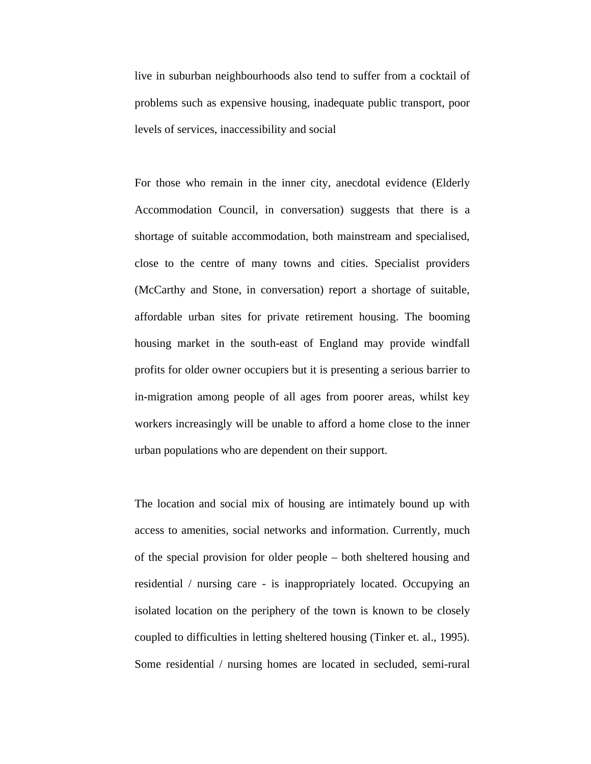live in suburban neighbourhoods also tend to suffer from a cocktail of problems such as expensive housing, inadequate public transport, poor levels of services, inaccessibility and social

For those who remain in the inner city, anecdotal evidence (Elderly Accommodation Council, in conversation) suggests that there is a shortage of suitable accommodation, both mainstream and specialised, close to the centre of many towns and cities. Specialist providers (McCarthy and Stone, in conversation) report a shortage of suitable, affordable urban sites for private retirement housing. The booming housing market in the south-east of England may provide windfall profits for older owner occupiers but it is presenting a serious barrier to in-migration among people of all ages from poorer areas, whilst key workers increasingly will be unable to afford a home close to the inner urban populations who are dependent on their support.

The location and social mix of housing are intimately bound up with access to amenities, social networks and information. Currently, much of the special provision for older people – both sheltered housing and residential / nursing care - is inappropriately located. Occupying an isolated location on the periphery of the town is known to be closely coupled to difficulties in letting sheltered housing (Tinker et. al., 1995). Some residential / nursing homes are located in secluded, semi-rural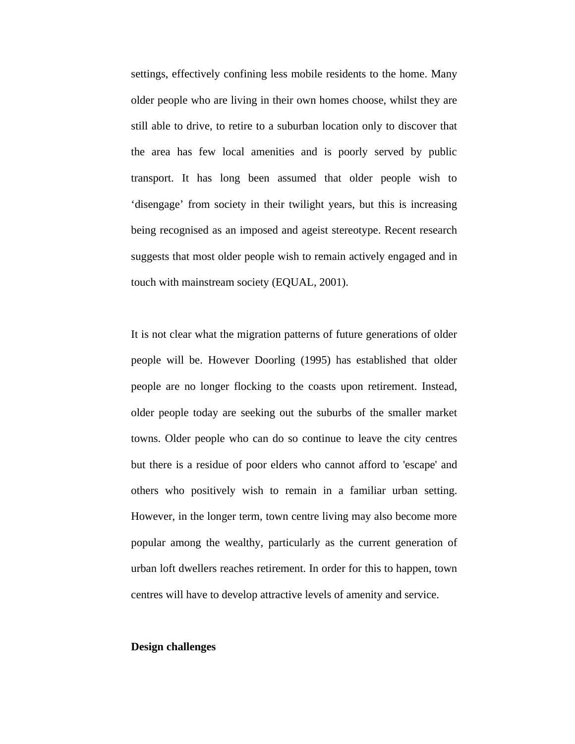settings, effectively confining less mobile residents to the home. Many older people who are living in their own homes choose, whilst they are still able to drive, to retire to a suburban location only to discover that the area has few local amenities and is poorly served by public transport. It has long been assumed that older people wish to 'disengage' from society in their twilight years, but this is increasing being recognised as an imposed and ageist stereotype. Recent research suggests that most older people wish to remain actively engaged and in touch with mainstream society (EQUAL, 2001).

It is not clear what the migration patterns of future generations of older people will be. However Doorling (1995) has established that older people are no longer flocking to the coasts upon retirement. Instead, older people today are seeking out the suburbs of the smaller market towns. Older people who can do so continue to leave the city centres but there is a residue of poor elders who cannot afford to 'escape' and others who positively wish to remain in a familiar urban setting. However, in the longer term, town centre living may also become more popular among the wealthy, particularly as the current generation of urban loft dwellers reaches retirement. In order for this to happen, town centres will have to develop attractive levels of amenity and service.

**Design challenges**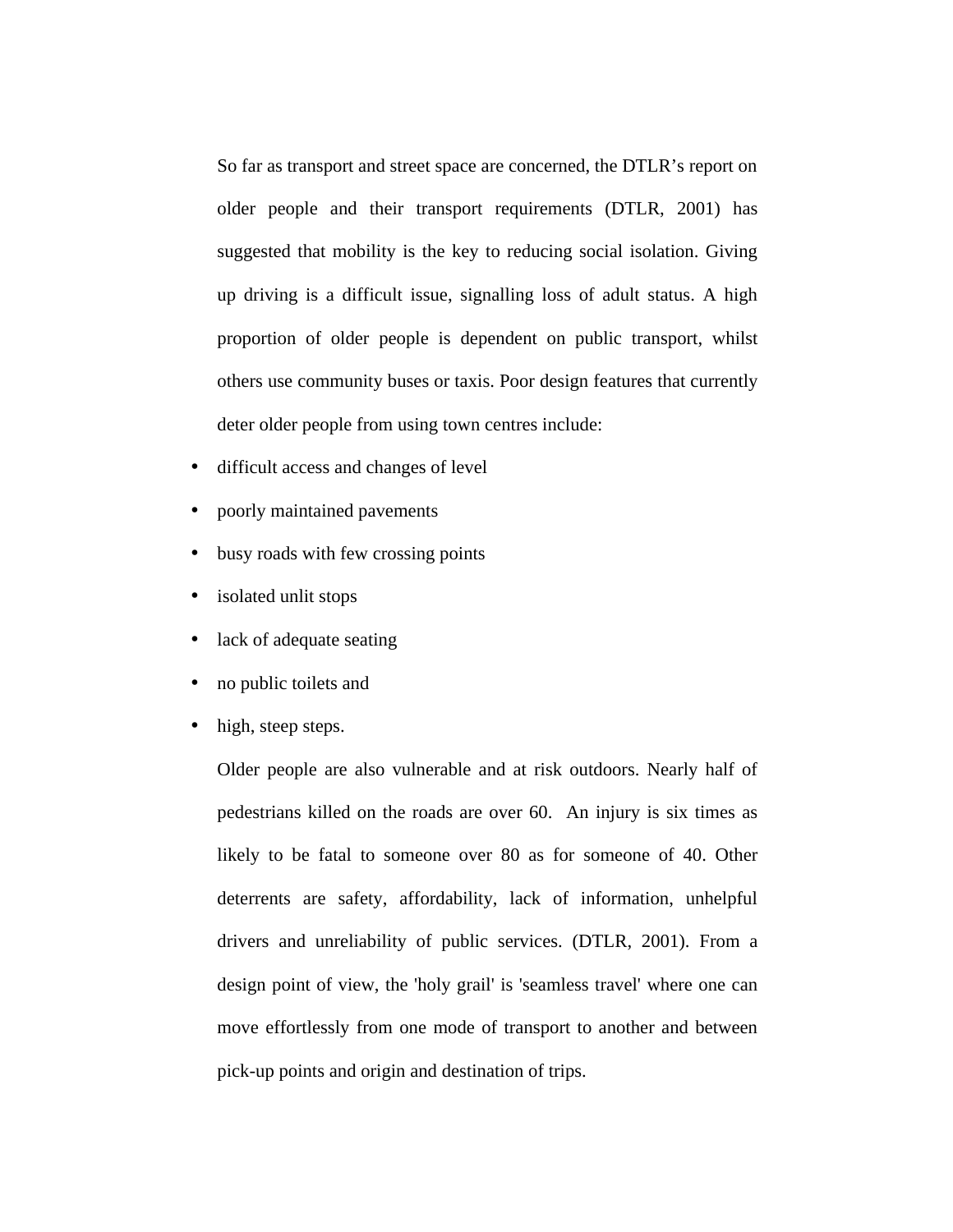So far as transport and street space are concerned, the DTLR's report on older people and their transport requirements (DTLR, 2001) has suggested that mobility is the key to reducing social isolation. Giving up driving is a difficult issue, signalling loss of adult status. A high proportion of older people is dependent on public transport, whilst others use community buses or taxis. Poor design features that currently deter older people from using town centres include:

- difficult access and changes of level
- poorly maintained pavements
- busy roads with few crossing points
- isolated unlit stops
- lack of adequate seating
- no public toilets and
- high, steep steps.

Older people are also vulnerable and at risk outdoors. Nearly half of pedestrians killed on the roads are over 60. An injury is six times as likely to be fatal to someone over 80 as for someone of 40. Other deterrents are safety, affordability, lack of information, unhelpful drivers and unreliability of public services. (DTLR, 2001). From a design point of view, the 'holy grail' is 'seamless travel' where one can move effortlessly from one mode of transport to another and between pick-up points and origin and destination of trips.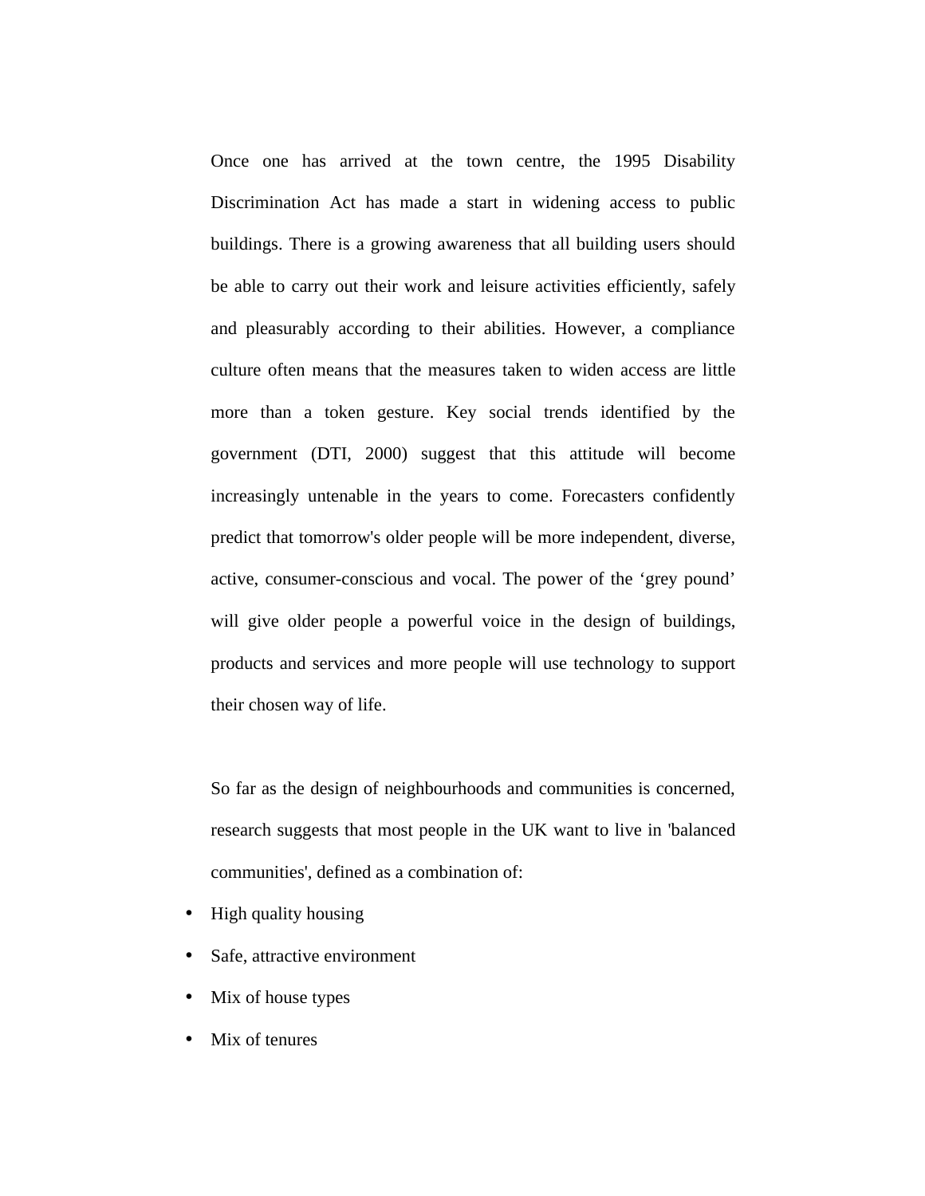Once one has arrived at the town centre, the 1995 Disability Discrimination Act has made a start in widening access to public buildings. There is a growing awareness that all building users should be able to carry out their work and leisure activities efficiently, safely and pleasurably according to their abilities. However, a compliance culture often means that the measures taken to widen access are little more than a token gesture. Key social trends identified by the government (DTI, 2000) suggest that this attitude will become increasingly untenable in the years to come. Forecasters confidently predict that tomorrow's older people will be more independent, diverse, active, consumer-conscious and vocal. The power of the ‘grey pound’ will give older people a powerful voice in the design of buildings, products and services and more people will use technology to support their chosen way of life.

So far as the design of neighbourhoods and communities is concerned, research suggests that most people in the UK want to live in 'balanced communities', defined as a combination of:

- High quality housing
- Safe, attractive environment
- Mix of house types
- Mix of tenures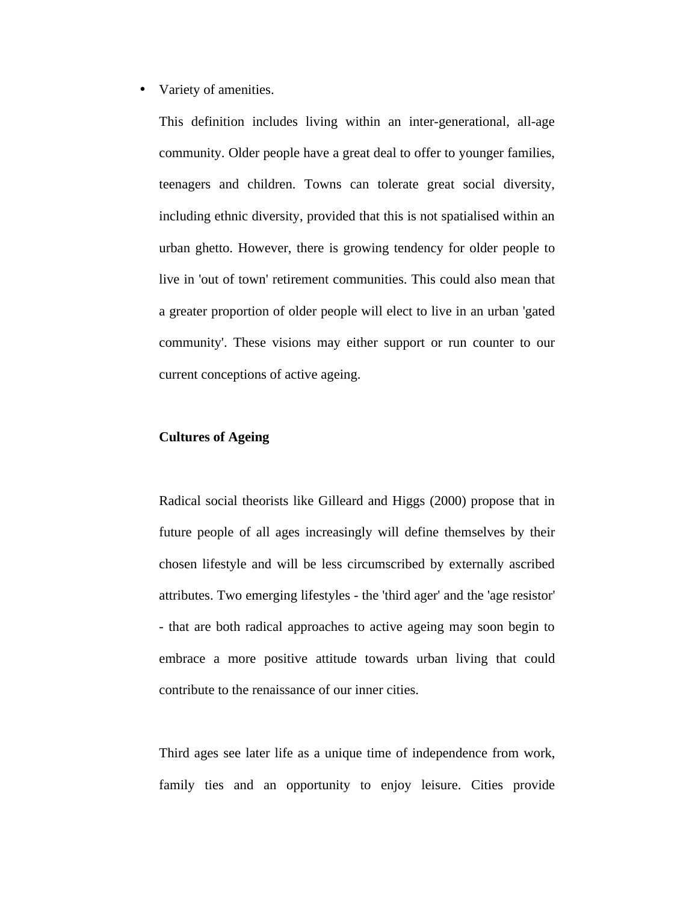- Variety of amenities.

This definition includes living within an inter-generational, all-age community. Older people have a great deal to offer to younger families, teenagers and children. Towns can tolerate great social diversity, including ethnic diversity, provided that this is not spatialised within an urban ghetto. However, there is growing tendency for older people to live in 'out of town' retirement communities. This could also mean that a greater proportion of older people will elect to live in an urban 'gated community'. These visions may either support or run counter to our current conceptions of active ageing.

**Cultures of Ageing**

Radical social theorists like Gilleard and Higgs (2000) propose that in future people of all ages increasingly will define themselves by their chosen lifestyle and will be less circumscribed by externally ascribed attributes. Two emerging lifestyles - the 'third ager' and the 'age resistor' - that are both radical approaches to active ageing may soon begin to embrace a more positive attitude towards urban living that could contribute to the renaissance of our inner cities.

Third ages see later life as a unique time of independence from work, family ties and an opportunity to enjoy leisure. Cities provide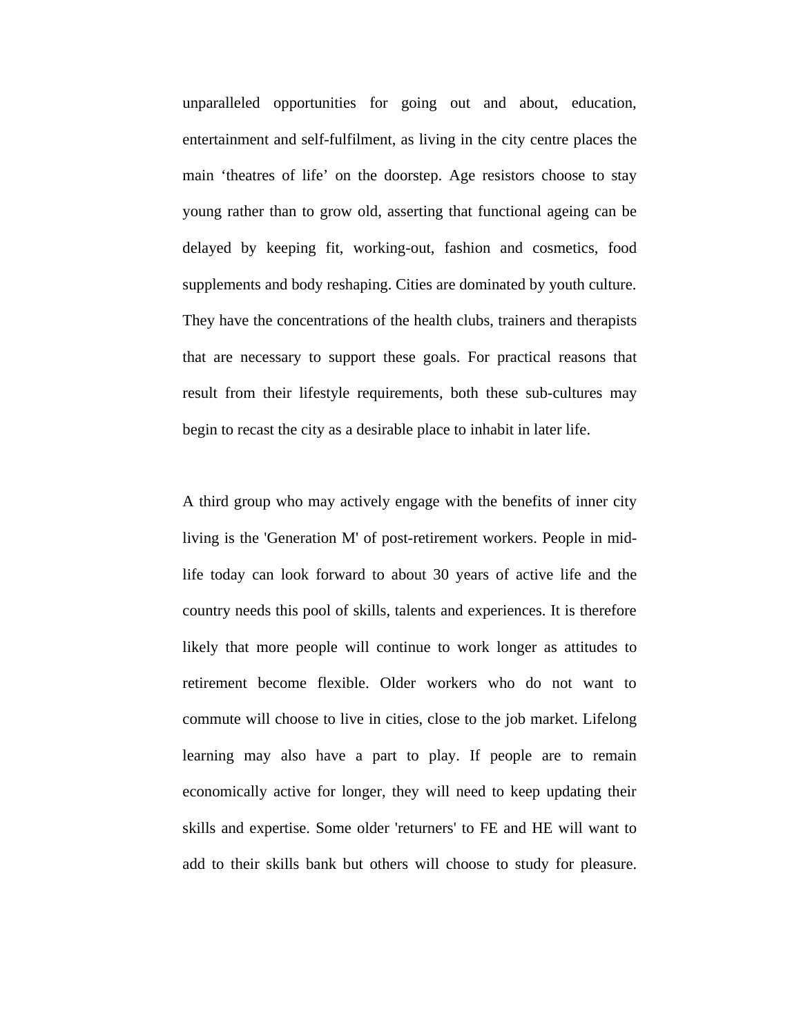unparalleled opportunities for going out and about, education, entertainment and self-fulfilment, as living in the city centre places the main 'theatres of life' on the doorstep. Age resistors choose to stay young rather than to grow old, asserting that functional ageing can be delayed by keeping fit, working-out, fashion and cosmetics, food supplements and body reshaping. Cities are dominated by youth culture. They have the concentrations of the health clubs, trainers and therapists that are necessary to support these goals. For practical reasons that result from their lifestyle requirements, both these sub-cultures may begin to recast the city as a desirable place to inhabit in later life.

A third group who may actively engage with the benefits of inner city living is the 'Generation M' of post-retirement workers. People in mid-life today can look forward to about 30 years of active life and the country needs this pool of skills, talents and experiences. It is therefore likely that more people will continue to work longer as attitudes to retirement become flexible. Older workers who do not want to commute will choose to live in cities, close to the job market. Lifelong learning may also have a part to play. If people are to remain economically active for longer, they will need to keep updating their skills and expertise. Some older 'returners' to FE and HE will want to add to their skills bank but others will choose to study for pleasure.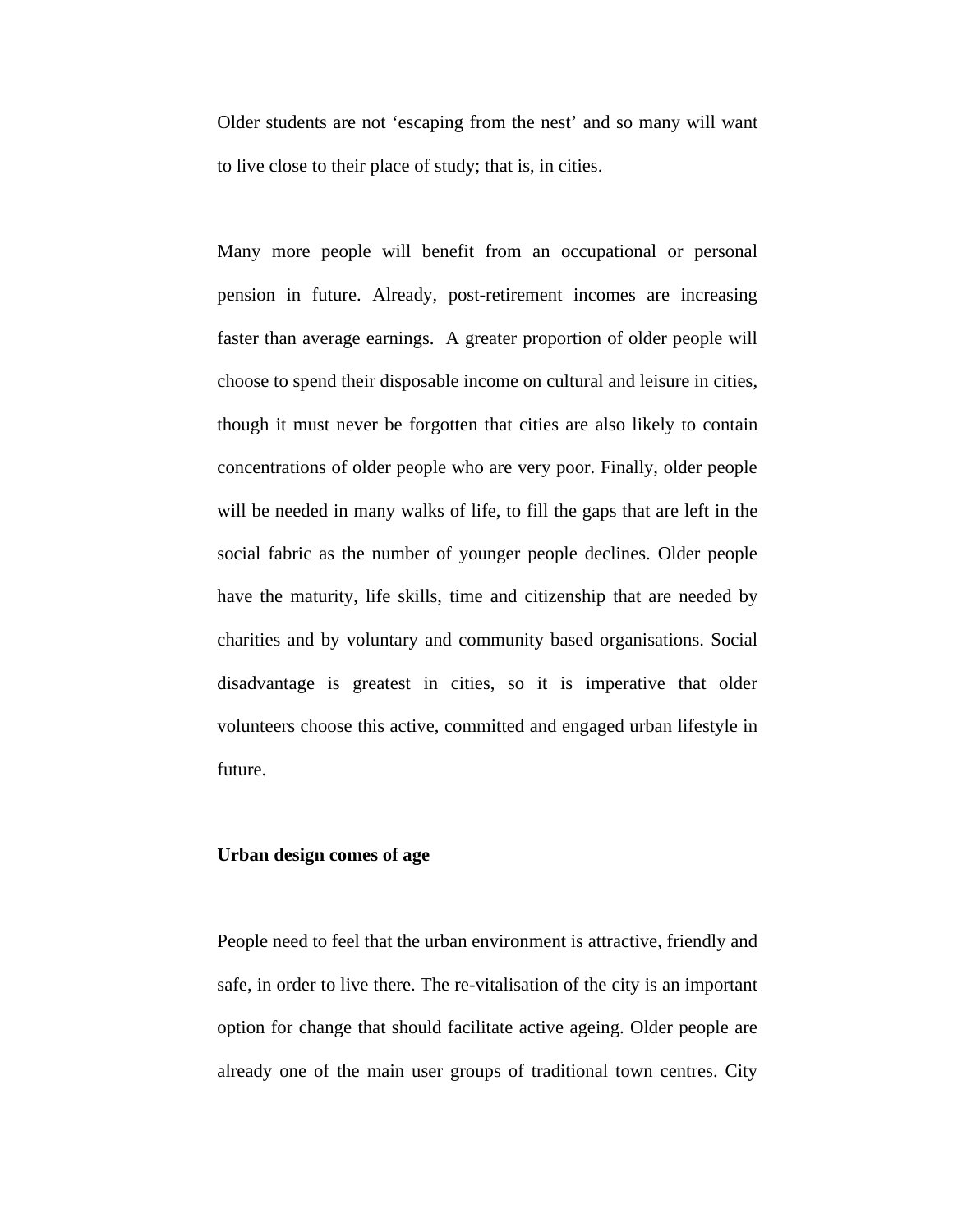Older students are not ‘escaping from the nest’ and so many will want to live close to their place of study; that is, in cities.

Many more people will benefit from an occupational or personal pension in future. Already, post-retirement incomes are increasing faster than average earnings. A greater proportion of older people will choose to spend their disposable income on cultural and leisure in cities, though it must never be forgotten that cities are also likely to contain concentrations of older people who are very poor. Finally, older people will be needed in many walks of life, to fill the gaps that are left in the social fabric as the number of younger people declines. Older people have the maturity, life skills, time and citizenship that are needed by charities and by voluntary and community based organisations. Social disadvantage is greatest in cities, so it is imperative that older volunteers choose this active, committed and engaged urban lifestyle in future.

**Urban design comes of age**

People need to feel that the urban environment is attractive, friendly and safe, in order to live there. The re-vitalisation of the city is an important option for change that should facilitate active ageing. Older people are already one of the main user groups of traditional town centres. City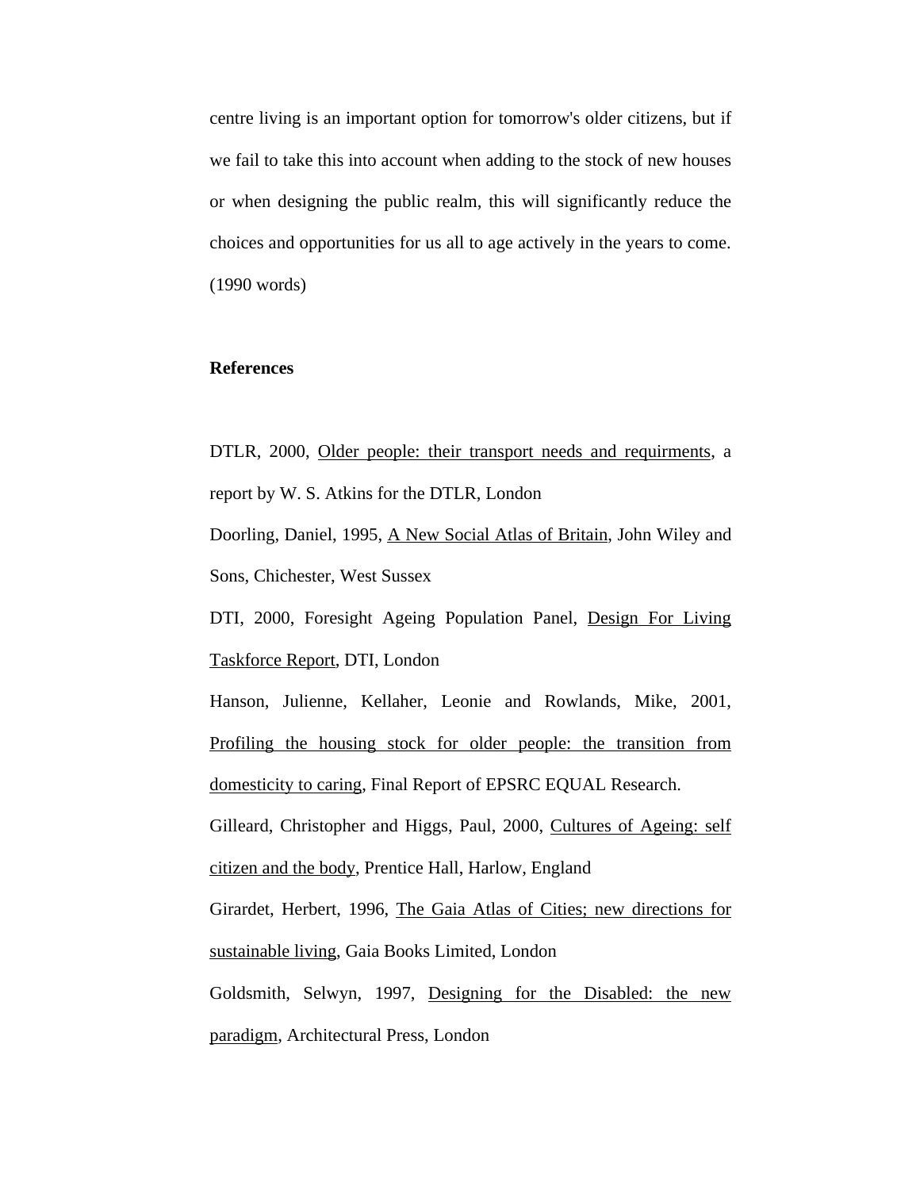centre living is an important option for tomorrow's older citizens, but if we fail to take this into account when adding to the stock of new houses or when designing the public realm, this will significantly reduce the choices and opportunities for us all to age actively in the years to come. (1990 words)

**References**

DTLR, 2000, Older people: their transport needs and requirments, a report by W. S. Atkins for the DTLR, London

Doorling, Daniel, 1995, A New Social Atlas of Britain, John Wiley and Sons, Chichester, West Sussex

DTI, 2000, Foresight Ageing Population Panel, Design For Living Taskforce Report, DTI, London

Hanson, Julienne, Kellaher, Leonie and Rowlands, Mike, 2001, Profiling the housing stock for older people: the transition from domesticity to caring, Final Report of EPSRC EQUAL Research.

Gilleard, Christopher and Higgs, Paul, 2000, Cultures of Ageing: self citizen and the body, Prentice Hall, Harlow, England

Girardet, Herbert, 1996, The Gaia Atlas of Cities; new directions for sustainable living, Gaia Books Limited, London

Goldsmith, Selwyn, 1997, Designing for the Disabled: the new paradigm, Architectural Press, London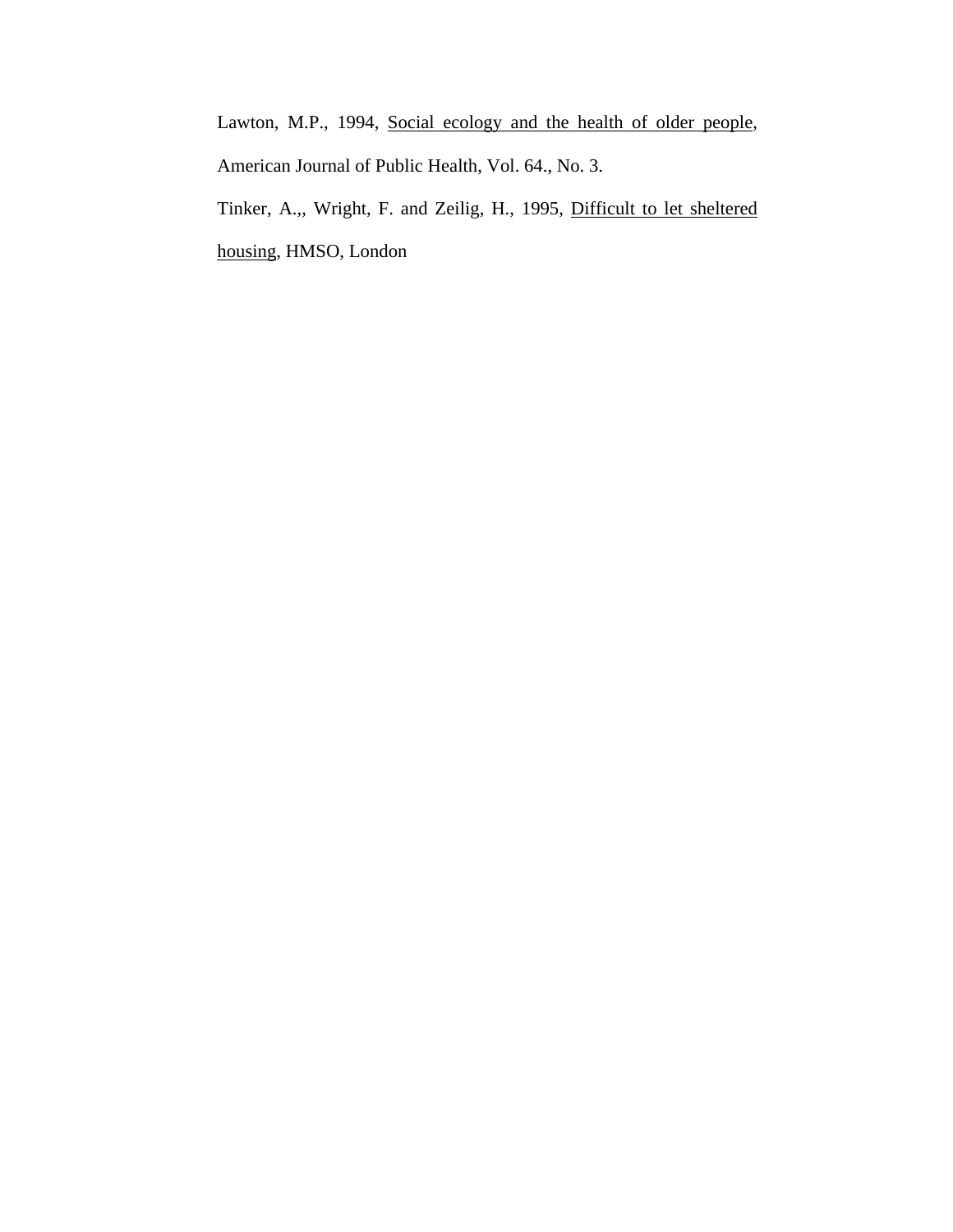Lawton, M.P., 1994, <u>Social ecology and the health of older people</u>, American Journal of Public Health, Vol. 64., No. 3.

Tinker, A.,, Wright, F. and Zeilig, H., 1995, <u>Difficult to let sheltered housing</u>, HMSO, London